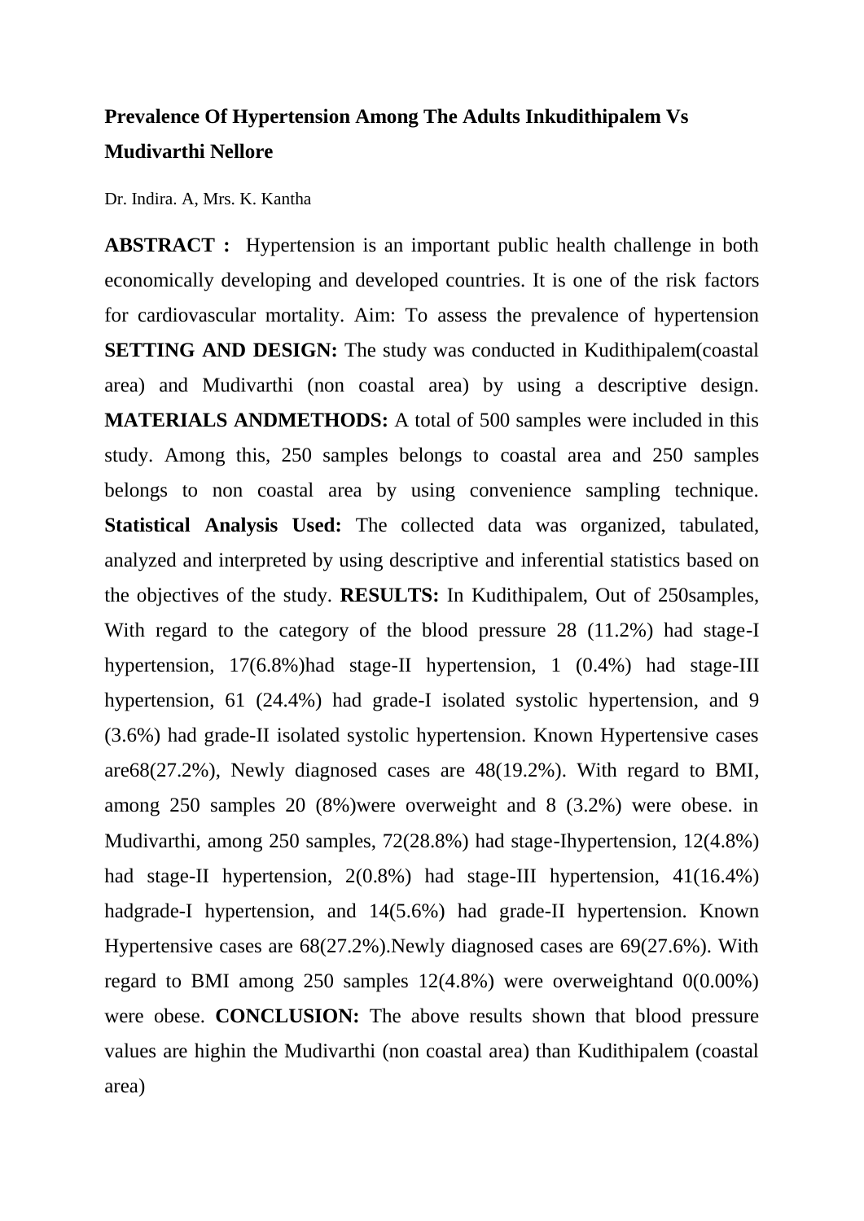# Prevalence Of Hypertension Among The Adults Inkudithipalem Vs Mudivarthi Nellore

Dr. Indira. A, Mrs. K. Kantha

**ABSTRACT :** Hypertension is an important public health challenge in both economically developing and developed countries. It is one of the risk factors for cardiovascular mortality. Aim: To assess the prevalence of hypertension **SETTING AND DESIGN:** The study was conducted in Kudithipalem(coastal area) and Mudivarthi (non coastal area) by using a descriptive design. **MATERIALS ANDMETHODS:** A total of 500 samples were included in this study. Among this, 250 samples belongs to coastal area and 250 samples belongs to non coastal area by using convenience sampling technique. **Statistical Analysis Used:** The collected data was organized, tabulated, analyzed and interpreted by using descriptive and inferential statistics based on the objectives of the study. **RESULTS:** In Kudithipalem, Out of 250samples, With regard to the category of the blood pressure 28 (11.2%) had stage-I hypertension, 17(6.8%)had stage-II hypertension, 1 (0.4%) had stage-III hypertension, 61 (24.4%) had grade-I isolated systolic hypertension, and 9 (3.6%) had grade-II isolated systolic hypertension. Known Hypertensive cases are68(27.2%), Newly diagnosed cases are 48(19.2%). With regard to BMI, among 250 samples 20 (8%)were overweight and 8 (3.2%) were obese. in Mudivarthi, among 250 samples, 72(28.8%) had stage-Ihypertension, 12(4.8%) had stage-II hypertension, 2(0.8%) had stage-III hypertension, 41(16.4%) hadgrade-I hypertension, and 14(5.6%) had grade-II hypertension. Known Hypertensive cases are 68(27.2%).Newly diagnosed cases are 69(27.6%). With regard to BMI among 250 samples 12(4.8%) were overweightand 0(0.00%) were obese. **CONCLUSION:** The above results shown that blood pressure values are highin the Mudivarthi (non coastal area) than Kudithipalem (coastal area)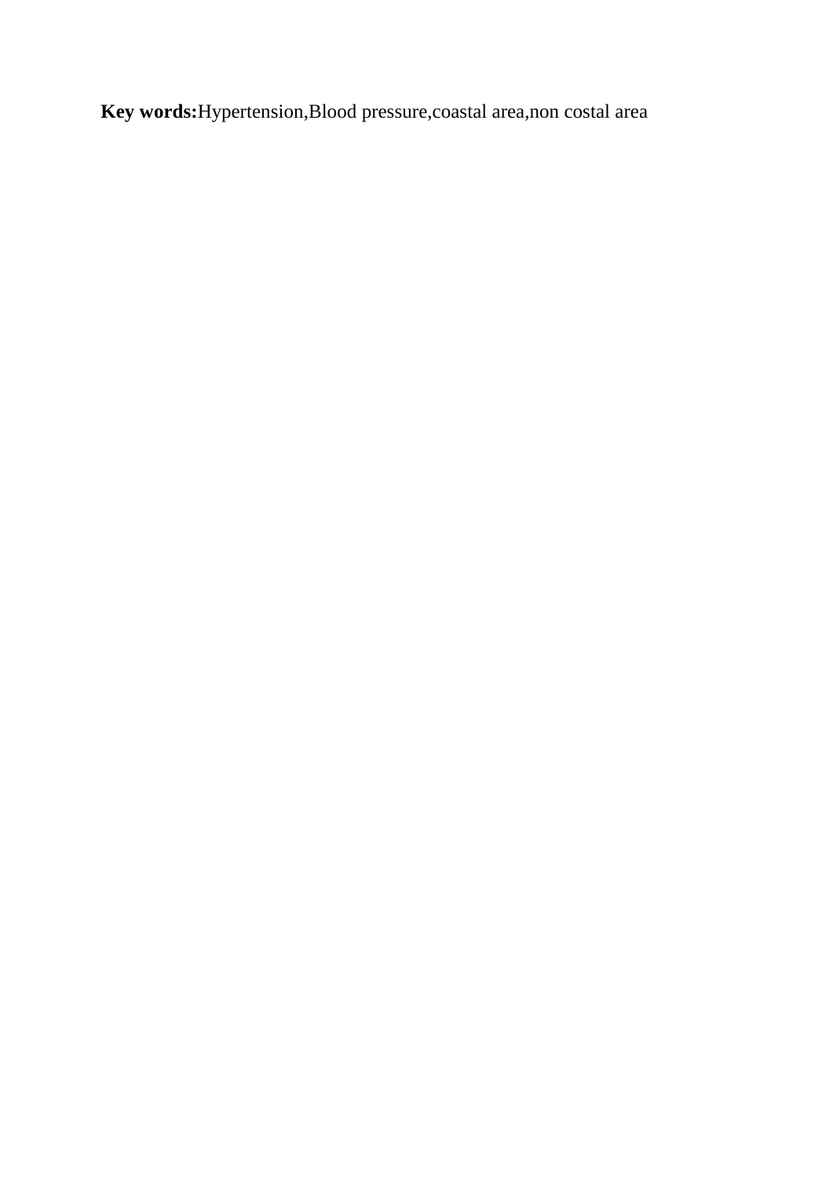**Key words:**Hypertension,Blood pressure,coastal area,non costal area